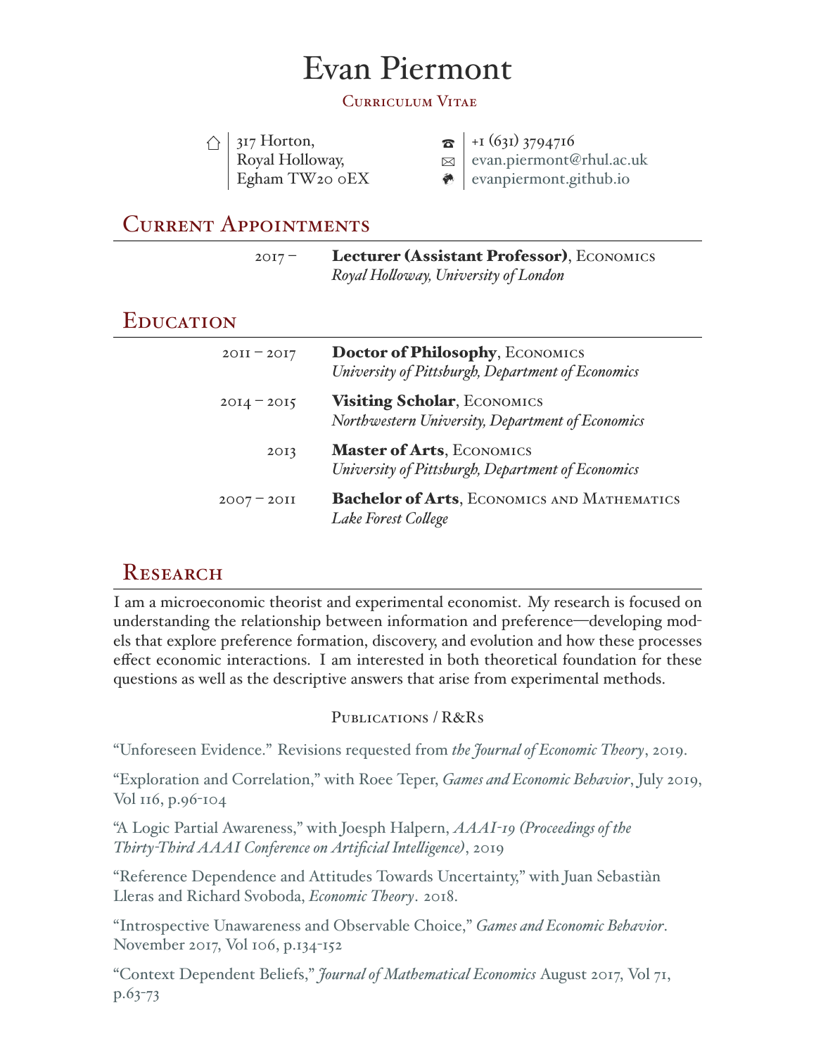# Evan Piermont

Curriculum Vitae

317 Horton,
Royal Holloway,
Egham TW20 0EX

+1 (631) 3794716
evan.piermont@rhul.ac.uk
evanpiermont.github.io

## Current Appointments

2017 – **Lecturer (Assistant Professor)**, Economics
*Royal Holloway, University of London*

## Education

2011 – 2017 **Doctor of Philosophy**, Economics
*University of Pittsburgh, Department of Economics*

2014 – 2015 **Visiting Scholar**, Economics
*Northwestern University, Department of Economics*

2013 **Master of Arts**, Economics
*University of Pittsburgh, Department of Economics*

2007 – 2011 **Bachelor of Arts**, Economics and Mathematics
*Lake Forest College*

## Research

I am a microeconomic theorist and experimental economist. My research is focused on understanding the relationship between information and preference—developing models that explore preference formation, discovery, and evolution and how these processes effect economic interactions. I am interested in both theoretical foundation for these questions as well as the descriptive answers that arise from experimental methods.

### Publications / R&Rs

"Unforeseen Evidence." Revisions requested from *the Journal of Economic Theory*, 2019.

"Exploration and Correlation," with Roee Teper, *Games and Economic Behavior*, July 2019, Vol 116, p.96-104

"A Logic Partial Awareness," with Joesph Halpern, *AAAI-19 (Proceedings of the Thirty-Third AAAI Conference on Artificial Intelligence)*, 2019

"Reference Dependence and Attitudes Towards Uncertainty," with Juan Sebastiàn Lleras and Richard Svoboda, *Economic Theory*. 2018.

"Introspective Unawareness and Observable Choice," *Games and Economic Behavior*. November 2017, Vol 106, p.134-152

"Context Dependent Beliefs," *Journal of Mathematical Economics* August 2017, Vol 71, p.63-73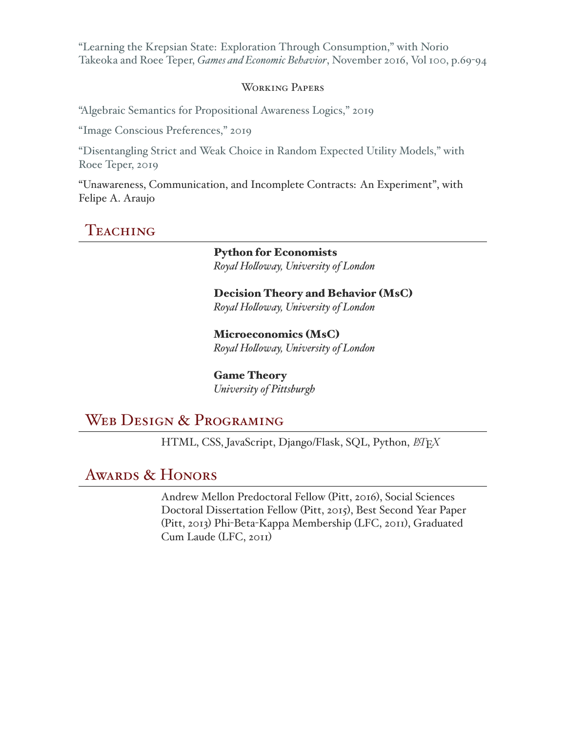"Learning the Krepsian State: Exploration Through Consumption," with Norio Takeoka and Roee Teper, *Games and Economic Behavior*, November 2016, Vol 100, p.69-94

### Working Papers

"Algebraic Semantics for Propositional Awareness Logics," 2019

"Image Conscious Preferences," 2019

"Disentangling Strict and Weak Choice in Random Expected Utility Models," with Roee Teper, 2019

"Unawareness, Communication, and Incomplete Contracts: An Experiment", with Felipe A. Araujo

## Teaching

**Python for Economists**
*Royal Holloway, University of London*

**Decision Theory and Behavior (MsC)**
*Royal Holloway, University of London*

**Microeconomics (MsC)**
*Royal Holloway, University of London*

**Game Theory**
*University of Pittsburgh*

## Web Design & Programing

HTML, CSS, JavaScript, Django/Flask, SQL, Python, LaTeX

## Awards & Honors

Andrew Mellon Predoctoral Fellow (Pitt, 2016), Social Sciences Doctoral Dissertation Fellow (Pitt, 2015), Best Second Year Paper (Pitt, 2013) Phi-Beta-Kappa Membership (LFC, 2011), Graduated Cum Laude (LFC, 2011)